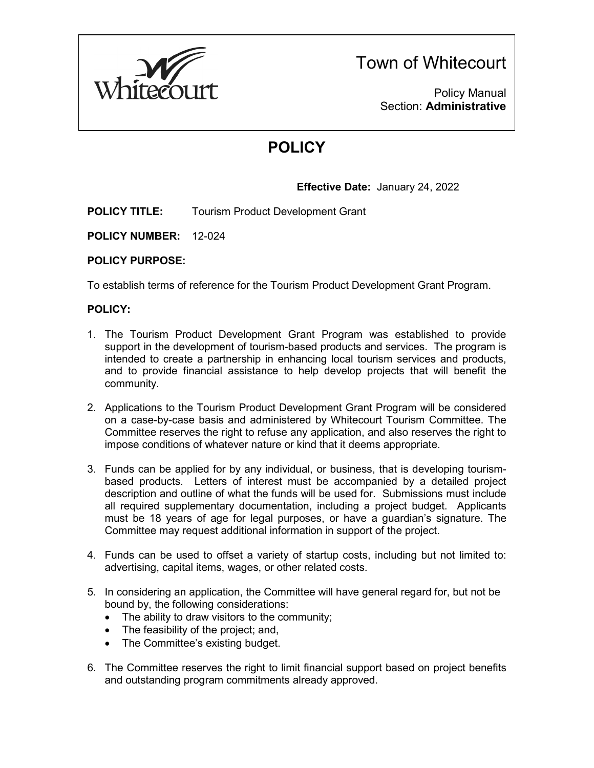Town of Whitecourt

Policy Manual
Section: **Administrative**

# POLICY

**Effective Date:** January 24, 2022

**POLICY TITLE:** Tourism Product Development Grant

**POLICY NUMBER:** 12-024

**POLICY PURPOSE:**

To establish terms of reference for the Tourism Product Development Grant Program.

**POLICY:**

1. The Tourism Product Development Grant Program was established to provide support in the development of tourism-based products and services. The program is intended to create a partnership in enhancing local tourism services and products, and to provide financial assistance to help develop projects that will benefit the community.

2. Applications to the Tourism Product Development Grant Program will be considered on a case-by-case basis and administered by Whitecourt Tourism Committee. The Committee reserves the right to refuse any application, and also reserves the right to impose conditions of whatever nature or kind that it deems appropriate.

3. Funds can be applied for by any individual, or business, that is developing tourism-based products. Letters of interest must be accompanied by a detailed project description and outline of what the funds will be used for. Submissions must include all required supplementary documentation, including a project budget. Applicants must be 18 years of age for legal purposes, or have a guardian's signature. The Committee may request additional information in support of the project.

4. Funds can be used to offset a variety of startup costs, including but not limited to: advertising, capital items, wages, or other related costs.

5. In considering an application, the Committee will have general regard for, but not be bound by, the following considerations:
   - The ability to draw visitors to the community;
   - The feasibility of the project; and,
   - The Committee's existing budget.

6. The Committee reserves the right to limit financial support based on project benefits and outstanding program commitments already approved.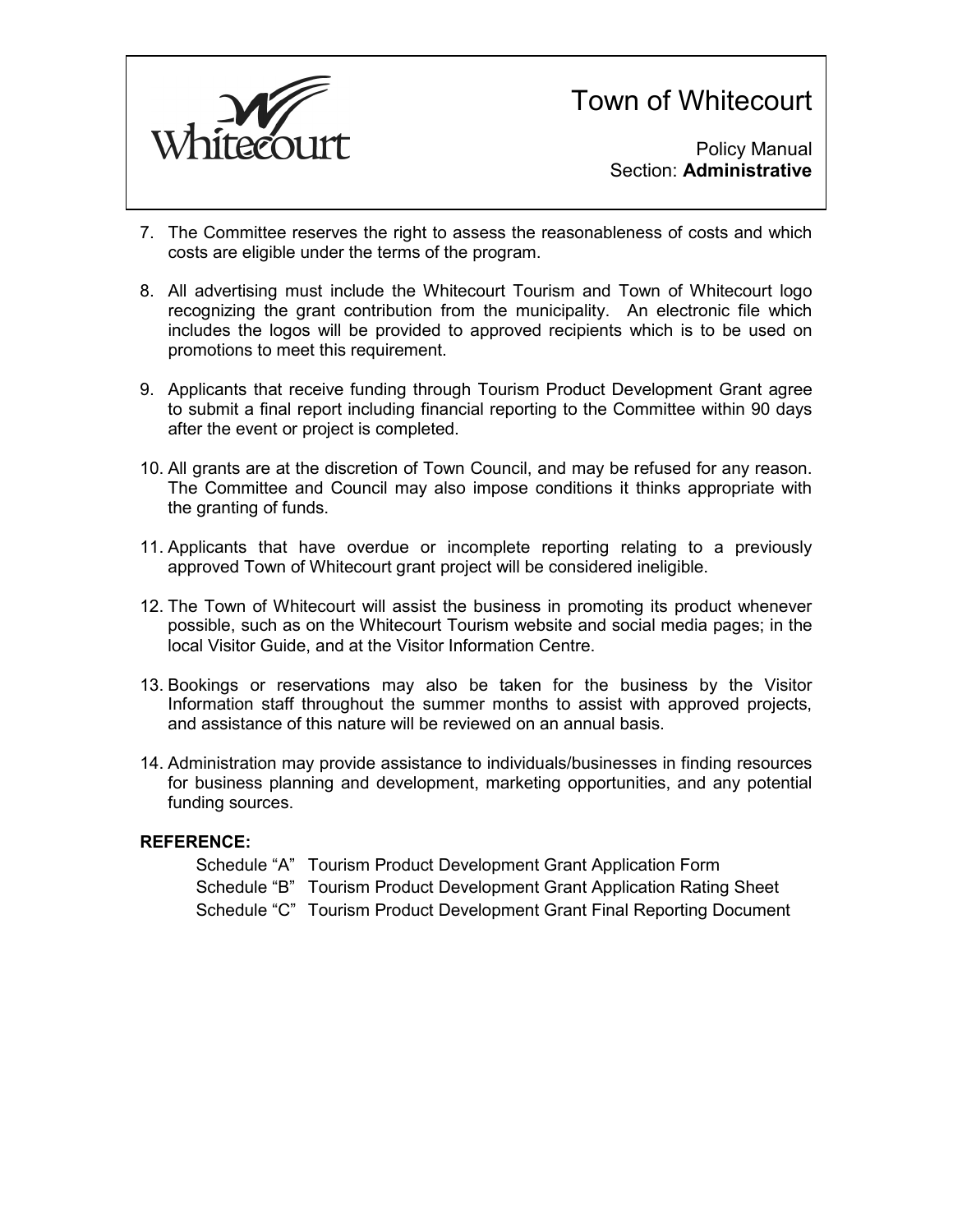7. The Committee reserves the right to assess the reasonableness of costs and which costs are eligible under the terms of the program.

8. All advertising must include the Whitecourt Tourism and Town of Whitecourt logo recognizing the grant contribution from the municipality. An electronic file which includes the logos will be provided to approved recipients which is to be used on promotions to meet this requirement.

9. Applicants that receive funding through Tourism Product Development Grant agree to submit a final report including financial reporting to the Committee within 90 days after the event or project is completed.

10. All grants are at the discretion of Town Council, and may be refused for any reason. The Committee and Council may also impose conditions it thinks appropriate with the granting of funds.

11. Applicants that have overdue or incomplete reporting relating to a previously approved Town of Whitecourt grant project will be considered ineligible.

12. The Town of Whitecourt will assist the business in promoting its product whenever possible, such as on the Whitecourt Tourism website and social media pages; in the local Visitor Guide, and at the Visitor Information Centre.

13. Bookings or reservations may also be taken for the business by the Visitor Information staff throughout the summer months to assist with approved projects, and assistance of this nature will be reviewed on an annual basis.

14. Administration may provide assistance to individuals/businesses in finding resources for business planning and development, marketing opportunities, and any potential funding sources.

**REFERENCE:**

Schedule "A" Tourism Product Development Grant Application Form
Schedule "B" Tourism Product Development Grant Application Rating Sheet
Schedule "C" Tourism Product Development Grant Final Reporting Document